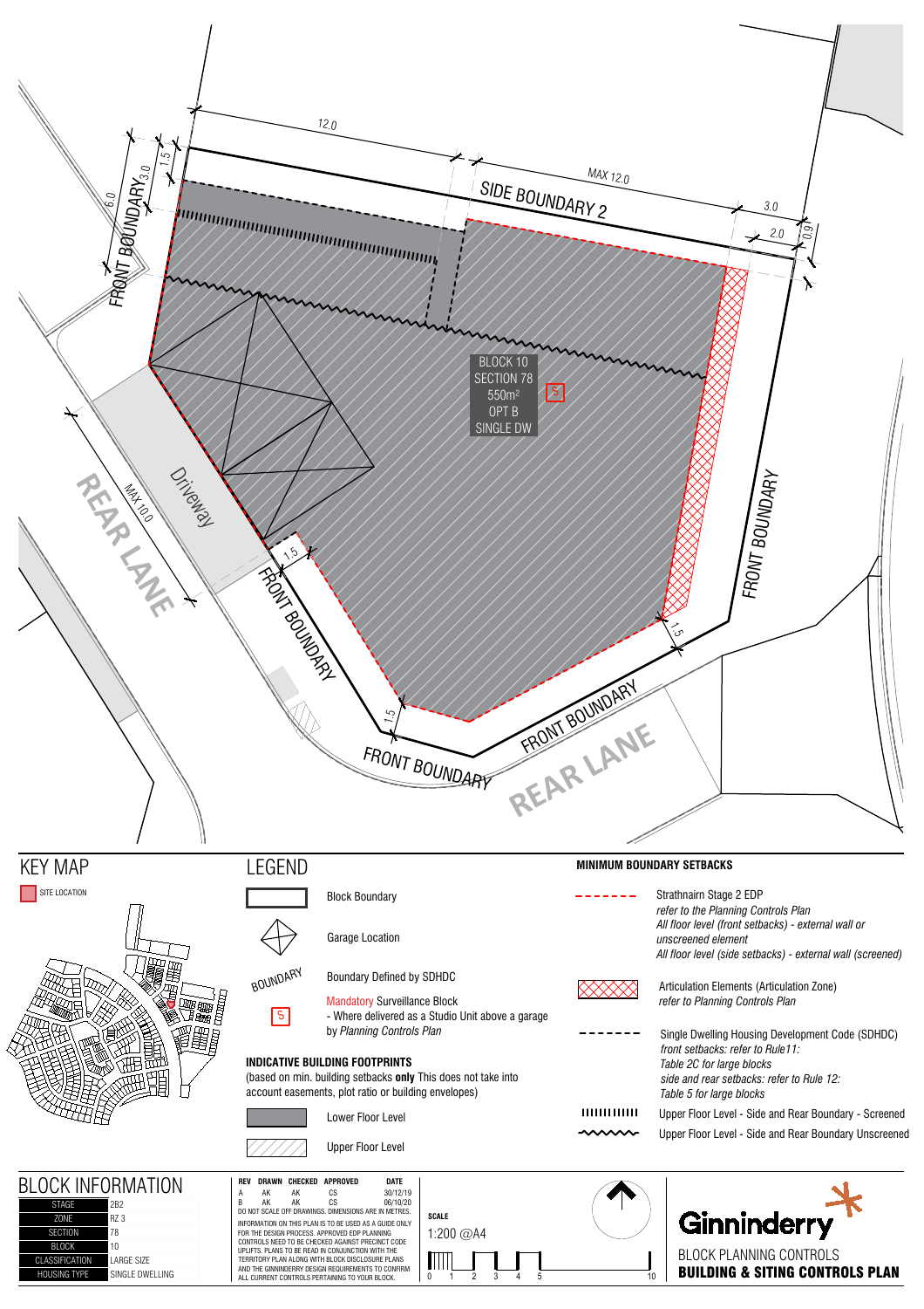12.0

MAX 12.0

SIDE BOUNDARY 2

3.0

2.0

0.91

6.0

3.0

1.5

FRONT BOUNDARY

BLOCK 10
SECTION 78
550m²
OPT B
SINGLE DW

S

Driveway

MAX 10.0

REAR LANE

1.5

FRONT BOUNDARY

FRONT BOUNDARY

1.5

1.5

FRONT BOUNDARY

FRONT BOUNDARY

REAR LANE

## KEY MAP

SITE LOCATION

## LEGEND

Block Boundary

Garage Location

BOUNDARY — Boundary Defined by SDHDC

S — Mandatory Surveillance Block
- Where delivered as a Studio Unit above a garage by *Planning Controls Plan*

**INDICATIVE BUILDING FOOTPRINTS**
(based on min. building setbacks **only** This does not take into account easements, plot ratio or building envelopes)

Lower Floor Level

Upper Floor Level

**MINIMUM BOUNDARY SETBACKS**

Strathnairn Stage 2 EDP
*refer to the Planning Controls Plan*
*All floor level (front setbacks) - external wall or unscreened element*
*All floor level (side setbacks) - external wall (screened)*

Articulation Elements (Articulation Zone)
*refer to Planning Controls Plan*

Single Dwelling Housing Development Code (SDHDC)
*front setbacks: refer to Rule11:*
*Table 2C for large blocks*
*side and rear setbacks: refer to Rule 12:*
*Table 5 for large blocks*

Upper Floor Level - Side and Rear Boundary - Screened

Upper Floor Level - Side and Rear Boundary Unscreened

## BLOCK INFORMATION

| | |
|---|---|
| STAGE | 2B2 |
| ZONE | RZ 3 |
| SECTION | 78 |
| BLOCK | 10 |
| CLASSIFICATION | LARGE SIZE |
| HOUSING TYPE | SINGLE DWELLING |

| REV | DRAWN | CHECKED | APPROVED | DATE |
|---|---|---|---|---|
| A | AK | AK | CS | 30/12/19 |
| B | AK | AK | CS | 06/10/20 |

DO NOT SCALE OFF DRAWINGS. DIMENSIONS ARE IN METRES.

INFORMATION ON THIS PLAN IS TO BE USED AS A GUIDE ONLY FOR THE DESIGN PROCESS. APPROVED EDP PLANNING CONTROLS NEED TO BE CHECKED AGAINST PRECINCT CODE UPLIFTS. PLANS TO BE READ IN CONJUNCTION WITH THE TERRITORY PLAN ALONG WITH BLOCK DISCLOSURE PLANS AND THE GINNINDERRY DESIGN REQUIREMENTS TO CONFIRM ALL CURRENT CONTROLS PERTAINING TO YOUR BLOCK.

**SCALE**
1:200 @A4

0 1 2 3 4 5 10

Ginninderry

BLOCK PLANNING CONTROLS
**BUILDING & SITING CONTROLS PLAN**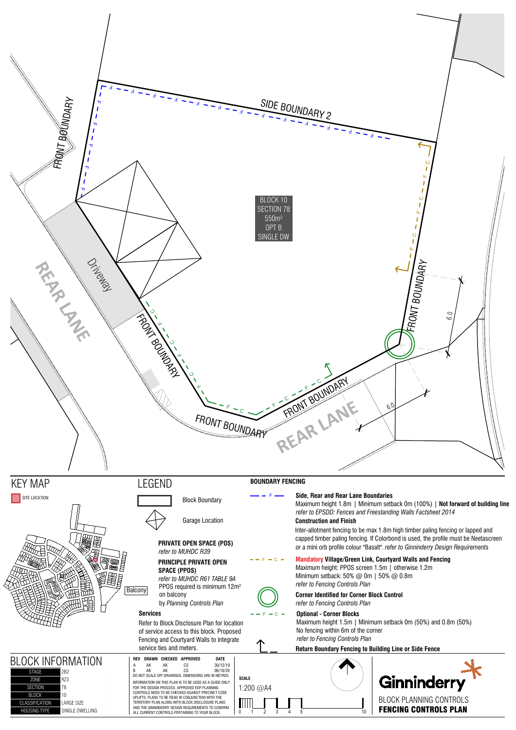SIDE BOUNDARY 2

FRONT BOUNDARY

BLOCK 10
SECTION 78
550m²
OPT B
SINGLE DW

Driveway

REAR LANE

FRONT BOUNDARY

FRONT BOUNDARY

FRONT BOUNDARY

REAR LANE

FRONT BOUNDARY

6.0

6.0

## KEY MAP

SITE LOCATION

## LEGEND

Block Boundary

Garage Location

**PRIVATE OPEN SPACE (POS)**
*refer to MUHDC R39*

**PRINCIPLE PRIVATE OPEN SPACE (PPOS)**
*refer to MUHDC R61 TABLE 9A*
PPOS required is minimum 12m² on balcony by *Planning Controls Plan*

Balcony

**Services**

Refer to Block Disclosure Plan for location of service access to this block. Proposed Fencing and Courtyard Walls to integrate service ties and meters.

## BOUNDARY FENCING

**Side, Rear and Rear Lane Boundaries**
Maximum height 1.8m | Minimum setback 0m (100%) | **Not forward of building line**
*refer to EPSDD: Fences and Freestanding Walls Factsheet 2014*

**Construction and Finish**
Inter-allotment fencing to be max 1.8m high timber paling fencing or lapped and capped timber paling fencing. If Colorbond is used, the profile must be Neetascreen or a mini orb profile colour "Basalt". *refer to Ginninderry Design Requirements*

**Mandatory Village/Green Link, Courtyard Walls and Fencing**
Maximum height: PPOS screen 1.5m | otherwise 1.2m
Minimum setback: 50% @ 0m | 50% @ 0.8m
*refer to Fencing Controls Plan*

**Corner Identified for Corner Block Control**
*refer to Fencing Controls Plan*

**Optional - Corner Blocks**
Maximum height 1.5m | Minimum setback 0m (50%) and 0.8m (50%)
No fencing within 6m of the corner
*refer to Fencing Controls Plan*

**Return Boundary Fencing to Building Line or Side Fence**

## BLOCK INFORMATION

| | |
|---|---|
| STAGE | 2B2 |
| ZONE | RZ3 |
| SECTION | 78 |
| BLOCK | 10 |
| CLASSIFICATION | LARGE SIZE |
| HOUSING TYPE | SINGLE DWELLING |

| REV | DRAWN | CHECKED | APPROVED | DATE |
|---|---|---|---|---|
| A | AK | AK | CS | 30/12/19 |
| B | AK | AK | CS | 06/10/20 |

DO NOT SCALE OFF DRAWINGS. DIMENSIONS ARE IN METRES.

INFORMATION ON THIS PLAN IS TO BE USED AS A GUIDE ONLY FOR THE DESIGN PROCESS. APPROVED EDP PLANNING CONTROLS NEED TO BE CHECKED AGAINST PRECINCT CODE UPLIFTS. PLANS TO BE READ IN CONJUNCTION WITH THE TERRITORY PLAN ALONG WITH BLOCK DISCLOSURE PLANS AND THE GINNINDERRY DESIGN REQUIREMENTS TO CONFIRM ALL CURRENT CONTROLS PERTAINING TO YOUR BLOCK.

**SCALE**
1:200 @A4

0 1 2 3 4 5 10

Ginninderry

BLOCK PLANNING CONTROLS
**FENCING CONTROLS PLAN**